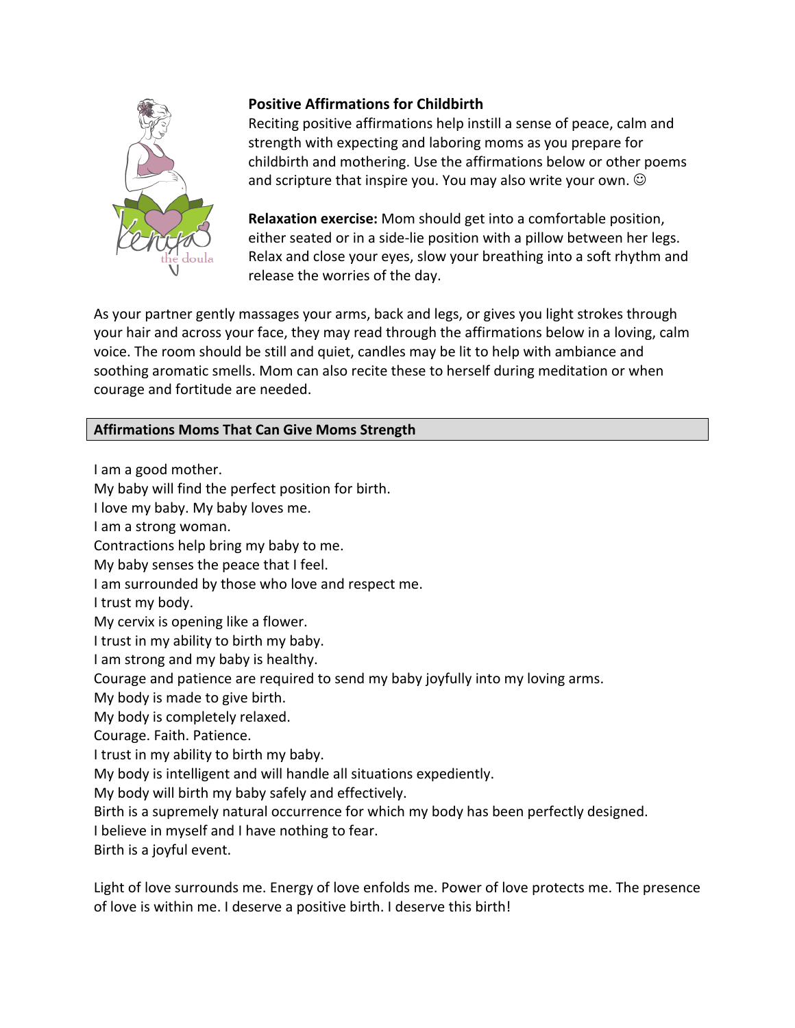## Positive Affirmations for Childbirth

Reciting positive affirmations help instill a sense of peace, calm and strength with expecting and laboring moms as you prepare for childbirth and mothering. Use the affirmations below or other poems and scripture that inspire you. You may also write your own. ☺

**Relaxation exercise:** Mom should get into a comfortable position, either seated or in a side-lie position with a pillow between her legs. Relax and close your eyes, slow your breathing into a soft rhythm and release the worries of the day.

As your partner gently massages your arms, back and legs, or gives you light strokes through your hair and across your face, they may read through the affirmations below in a loving, calm voice. The room should be still and quiet, candles may be lit to help with ambiance and soothing aromatic smells. Mom can also recite these to herself during meditation or when courage and fortitude are needed.

### Affirmations Moms That Can Give Moms Strength

I am a good mother.
My baby will find the perfect position for birth.
I love my baby. My baby loves me.
I am a strong woman.
Contractions help bring my baby to me.
My baby senses the peace that I feel.
I am surrounded by those who love and respect me.
I trust my body.
My cervix is opening like a flower.
I trust in my ability to birth my baby.
I am strong and my baby is healthy.
Courage and patience are required to send my baby joyfully into my loving arms.
My body is made to give birth.
My body is completely relaxed.
Courage. Faith. Patience.
I trust in my ability to birth my baby.
My body is intelligent and will handle all situations expediently.
My body will birth my baby safely and effectively.
Birth is a supremely natural occurrence for which my body has been perfectly designed.
I believe in myself and I have nothing to fear.
Birth is a joyful event.

Light of love surrounds me. Energy of love enfolds me. Power of love protects me. The presence of love is within me. I deserve a positive birth. I deserve this birth!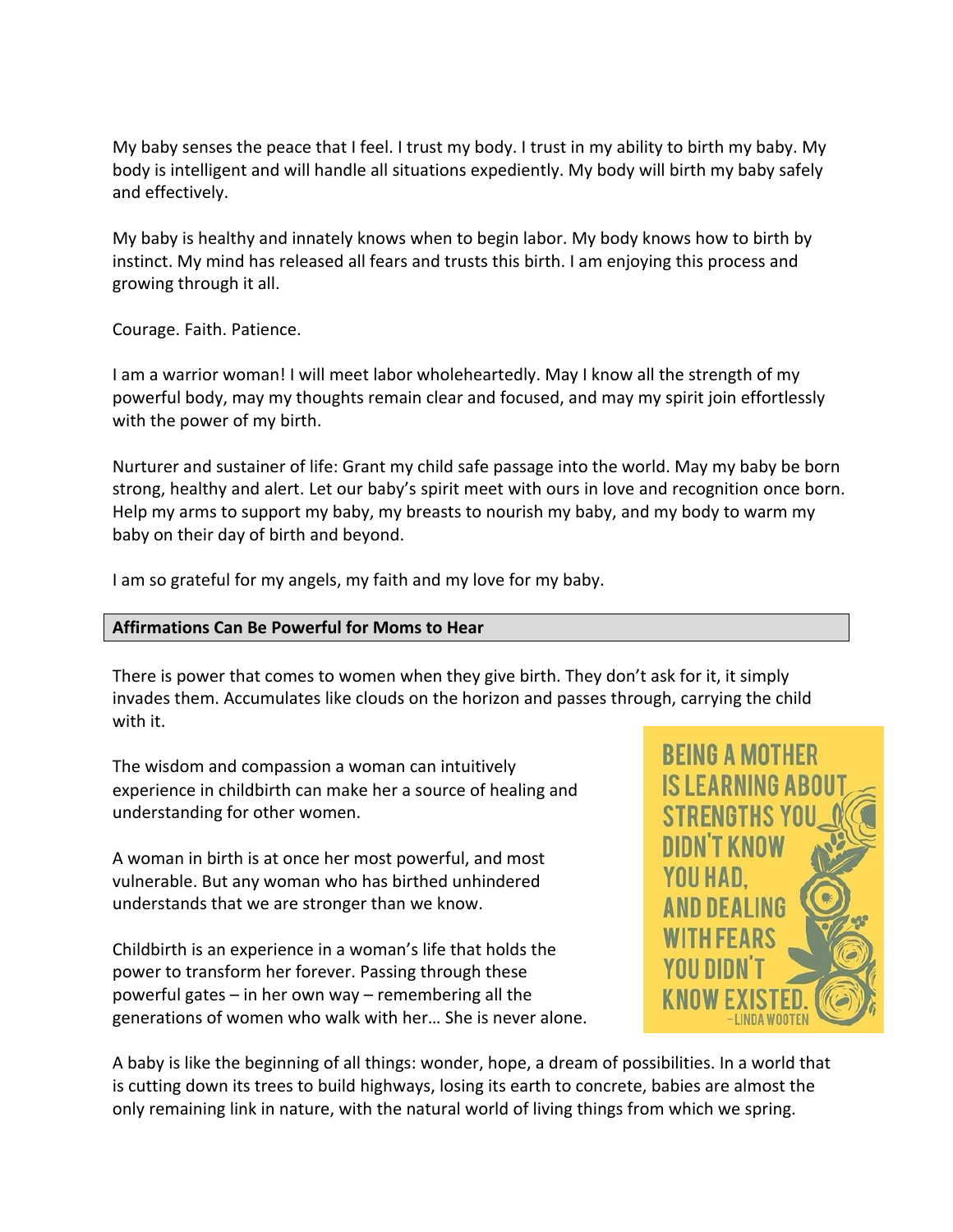My baby senses the peace that I feel. I trust my body. I trust in my ability to birth my baby. My body is intelligent and will handle all situations expediently. My body will birth my baby safely and effectively.

My baby is healthy and innately knows when to begin labor. My body knows how to birth by instinct. My mind has released all fears and trusts this birth. I am enjoying this process and growing through it all.

Courage. Faith. Patience.

I am a warrior woman! I will meet labor wholeheartedly. May I know all the strength of my powerful body, may my thoughts remain clear and focused, and may my spirit join effortlessly with the power of my birth.

Nurturer and sustainer of life: Grant my child safe passage into the world. May my baby be born strong, healthy and alert. Let our baby's spirit meet with ours in love and recognition once born. Help my arms to support my baby, my breasts to nourish my baby, and my body to warm my baby on their day of birth and beyond.

I am so grateful for my angels, my faith and my love for my baby.

**Affirmations Can Be Powerful for Moms to Hear**

There is power that comes to women when they give birth. They don't ask for it, it simply invades them. Accumulates like clouds on the horizon and passes through, carrying the child with it.

The wisdom and compassion a woman can intuitively experience in childbirth can make her a source of healing and understanding for other women.

A woman in birth is at once her most powerful, and most vulnerable. But any woman who has birthed unhindered understands that we are stronger than we know.

Childbirth is an experience in a woman's life that holds the power to transform her forever. Passing through these powerful gates – in her own way – remembering all the generations of women who walk with her… She is never alone.

BEING A MOTHER IS LEARNING ABOUT STRENGTHS YOU DIDN'T KNOW YOU HAD, AND DEALING WITH FEARS YOU DIDN'T KNOW EXISTED.
– LINDA WOOTEN

A baby is like the beginning of all things: wonder, hope, a dream of possibilities. In a world that is cutting down its trees to build highways, losing its earth to concrete, babies are almost the only remaining link in nature, with the natural world of living things from which we spring.